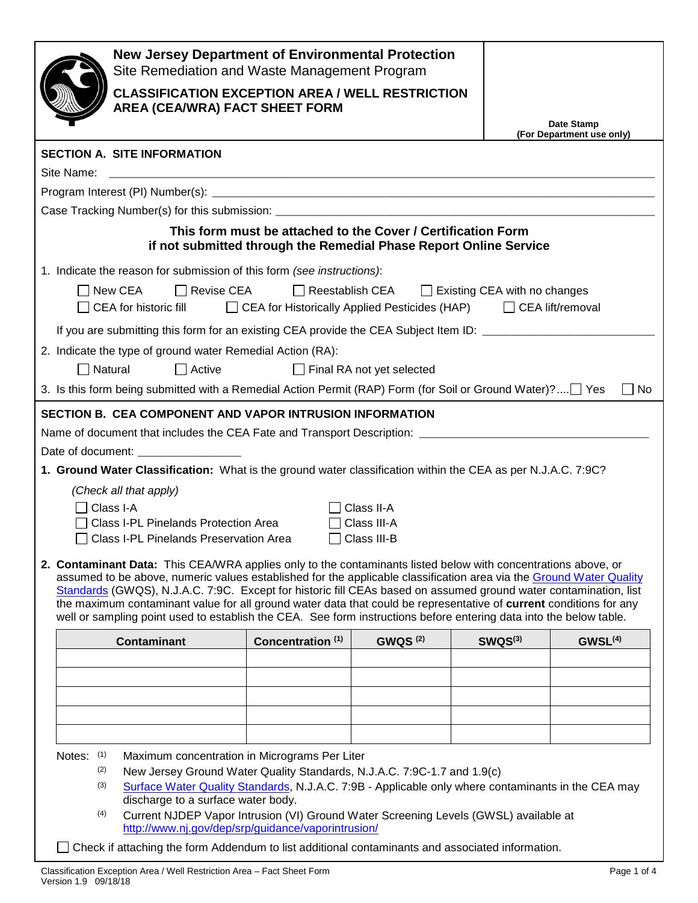# New Jersey Department of Environmental Protection

Site Remediation and Waste Management Program

## CLASSIFICATION EXCEPTION AREA / WELL RESTRICTION AREA (CEA/WRA) FACT SHEET FORM

Date Stamp
(For Department use only)

## SECTION A. SITE INFORMATION

Site Name: ___________________________________________________________________________

Program Interest (PI) Number(s): _______________________________________________________

Case Tracking Number(s) for this submission: _____________________________________________

**This form must be attached to the Cover / Certification Form if not submitted through the Remedial Phase Report Online Service**

1. Indicate the reason for submission of this form *(see instructions)*:

   ☐ New CEA ☐ Revise CEA ☐ Reestablish CEA ☐ Existing CEA with no changes
   ☐ CEA for historic fill ☐ CEA for Historically Applied Pesticides (HAP) ☐ CEA lift/removal

   If you are submitting this form for an existing CEA provide the CEA Subject Item ID: ___________________

2. Indicate the type of ground water Remedial Action (RA):

   ☐ Natural ☐ Active ☐ Final RA not yet selected

3. Is this form being submitted with a Remedial Action Permit (RAP) Form (for Soil or Ground Water)?.... ☐ Yes ☐ No

## SECTION B. CEA COMPONENT AND VAPOR INTRUSION INFORMATION

Name of document that includes the CEA Fate and Transport Description: ______________________________

Date of document: ________________

1. **Ground Water Classification:** What is the ground water classification within the CEA as per N.J.A.C. 7:9C?

   *(Check all that apply)*

   ☐ Class I-A
   ☐ Class I-PL Pinelands Protection Area
   ☐ Class I-PL Pinelands Preservation Area
   ☐ Class II-A
   ☐ Class III-A
   ☐ Class III-B

2. **Contaminant Data:** This CEA/WRA applies only to the contaminants listed below with concentrations above, or assumed to be above, numeric values established for the applicable classification area via the Ground Water Quality Standards (GWQS), N.J.A.C. 7:9C. Except for historic fill CEAs based on assumed ground water contamination, list the maximum contaminant value for all ground water data that could be representative of **current** conditions for any well or sampling point used to establish the CEA. See form instructions before entering data into the below table.

| Contaminant | Concentration [(1)] | GWQS [(2)] | SWQS[(3)] | GWSL[(4)] |
|---|---|---|---|---|
| | | | | |
| | | | | |
| | | | | |
| | | | | |
| | | | | |

Notes:
[(1)] Maximum concentration in Micrograms Per Liter
[(2)] New Jersey Ground Water Quality Standards, N.J.A.C. 7:9C-1.7 and 1.9(c)
[(3)] Surface Water Quality Standards, N.J.A.C. 7:9B - Applicable only where contaminants in the CEA may discharge to a surface water body.
[(4)] Current NJDEP Vapor Intrusion (VI) Ground Water Screening Levels (GWSL) available at http://www.nj.gov/dep/srp/guidance/vaporintrusion/

☐ Check if attaching the form Addendum to list additional contaminants and associated information.

Classification Exception Area / Well Restriction Area – Fact Sheet Form
Version 1.9 09/18/18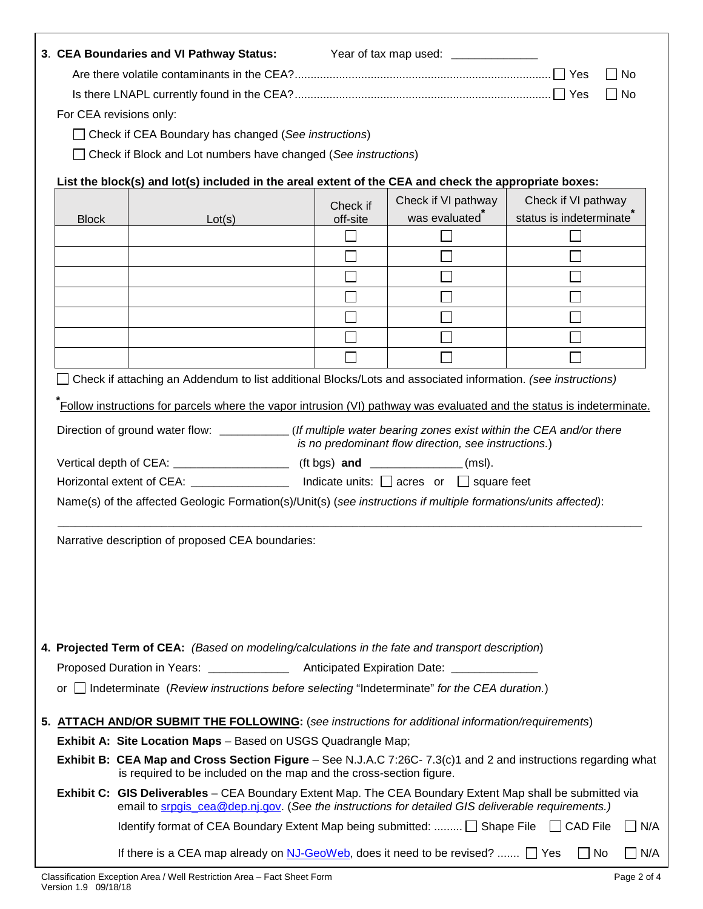**3. CEA Boundaries and VI Pathway Status:** Year of tax map used: _____________

Are there volatile contaminants in the CEA?................................................................................ ☐ Yes ☐ No

Is there LNAPL currently found in the CEA?................................................................................ ☐ Yes ☐ No

For CEA revisions only:

☐ Check if CEA Boundary has changed (*See instructions*)

☐ Check if Block and Lot numbers have changed (*See instructions*)

**List the block(s) and lot(s) included in the areal extent of the CEA and check the appropriate boxes:**

| Block | Lot(s) | Check if off-site | Check if VI pathway was evaluated* | Check if VI pathway status is indeterminate* |
|---|---|---|---|---|
| | | ☐ | ☐ | ☐ |
| | | ☐ | ☐ | ☐ |
| | | ☐ | ☐ | ☐ |
| | | ☐ | ☐ | ☐ |
| | | ☐ | ☐ | ☐ |
| | | ☐ | ☐ | ☐ |
| | | ☐ | ☐ | ☐ |

☐ Check if attaching an Addendum to list additional Blocks/Lots and associated information. *(see instructions)*

*Follow instructions for parcels where the vapor intrusion (VI) pathway was evaluated and the status is indeterminate.

Direction of ground water flow: __________ (*If multiple water bearing zones exist within the CEA and/or there is no predominant flow direction, see instructions.*)

Vertical depth of CEA: _________________ (ft bgs) **and** ______________ (msl).

Horizontal extent of CEA: _______________ Indicate units: ☐ acres or ☐ square feet

Name(s) of the affected Geologic Formation(s)/Unit(s) (*see instructions if multiple formations/units affected)*:

_______________________________________________________________________________

Narrative description of proposed CEA boundaries:

**4. Projected Term of CEA:** *(Based on modeling/calculations in the fate and transport description*)

Proposed Duration in Years: ____________ Anticipated Expiration Date: _____________

or ☐ Indeterminate (*Review instructions before selecting* "Indeterminate" *for the CEA duration.*)

**5. ATTACH AND/OR SUBMIT THE FOLLOWING:** (*see instructions for additional information/requirements*)

**Exhibit A: Site Location Maps** – Based on USGS Quadrangle Map;

**Exhibit B: CEA Map and Cross Section Figure** – See N.J.A.C 7:26C- 7.3(c)1 and 2 and instructions regarding what is required to be included on the map and the cross-section figure.

**Exhibit C: GIS Deliverables** – CEA Boundary Extent Map. The CEA Boundary Extent Map shall be submitted via email to srpgis_cea@dep.nj.gov. (*See the instructions for detailed GIS deliverable requirements.)*

Identify format of CEA Boundary Extent Map being submitted: ......... ☐ Shape File ☐ CAD File ☐ N/A

If there is a CEA map already on NJ-GeoWeb, does it need to be revised? ....... ☐ Yes ☐ No ☐ N/A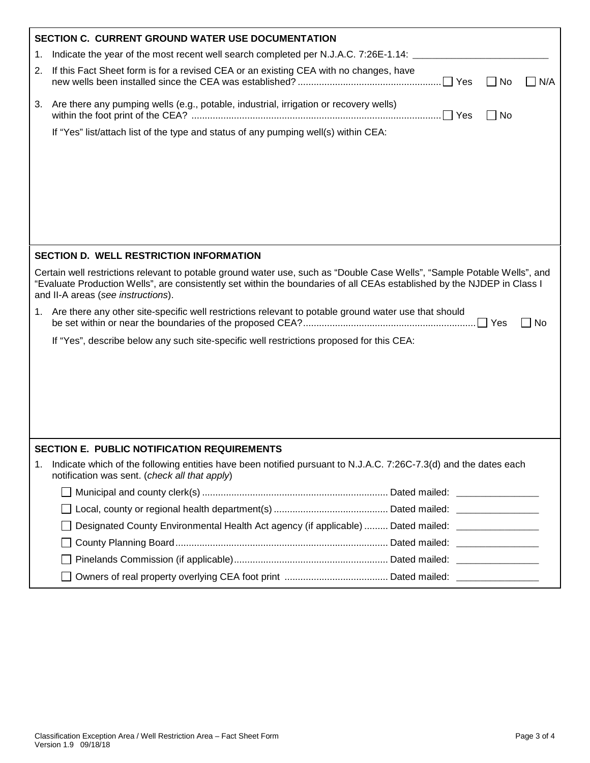## SECTION C. CURRENT GROUND WATER USE DOCUMENTATION

1. Indicate the year of the most recent well search completed per N.J.A.C. 7:26E-1.14: ________________________

2. If this Fact Sheet form is for a revised CEA or an existing CEA with no changes, have new wells been installed since the CEA was established? ☐ Yes ☐ No ☐ N/A

3. Are there any pumping wells (e.g., potable, industrial, irrigation or recovery wells) within the foot print of the CEA? ☐ Yes ☐ No

   If "Yes" list/attach list of the type and status of any pumping well(s) within CEA:

## SECTION D. WELL RESTRICTION INFORMATION

Certain well restrictions relevant to potable ground water use, such as "Double Case Wells", "Sample Potable Wells", and "Evaluate Production Wells", are consistently set within the boundaries of all CEAs established by the NJDEP in Class I and II-A areas (*see instructions*).

1. Are there any other site-specific well restrictions relevant to potable ground water use that should be set within or near the boundaries of the proposed CEA? ☐ Yes ☐ No

   If "Yes", describe below any such site-specific well restrictions proposed for this CEA:

## SECTION E. PUBLIC NOTIFICATION REQUIREMENTS

1. Indicate which of the following entities have been notified pursuant to N.J.A.C. 7:26C-7.3(d) and the dates each notification was sent. (*check all that apply*)

   - ☐ Municipal and county clerk(s) Dated mailed: _______________
   - ☐ Local, county or regional health department(s) Dated mailed: _______________
   - ☐ Designated County Environmental Health Act agency (if applicable) Dated mailed: _______________
   - ☐ County Planning Board Dated mailed: _______________
   - ☐ Pinelands Commission (if applicable) Dated mailed: _______________
   - ☐ Owners of real property overlying CEA foot print Dated mailed: _______________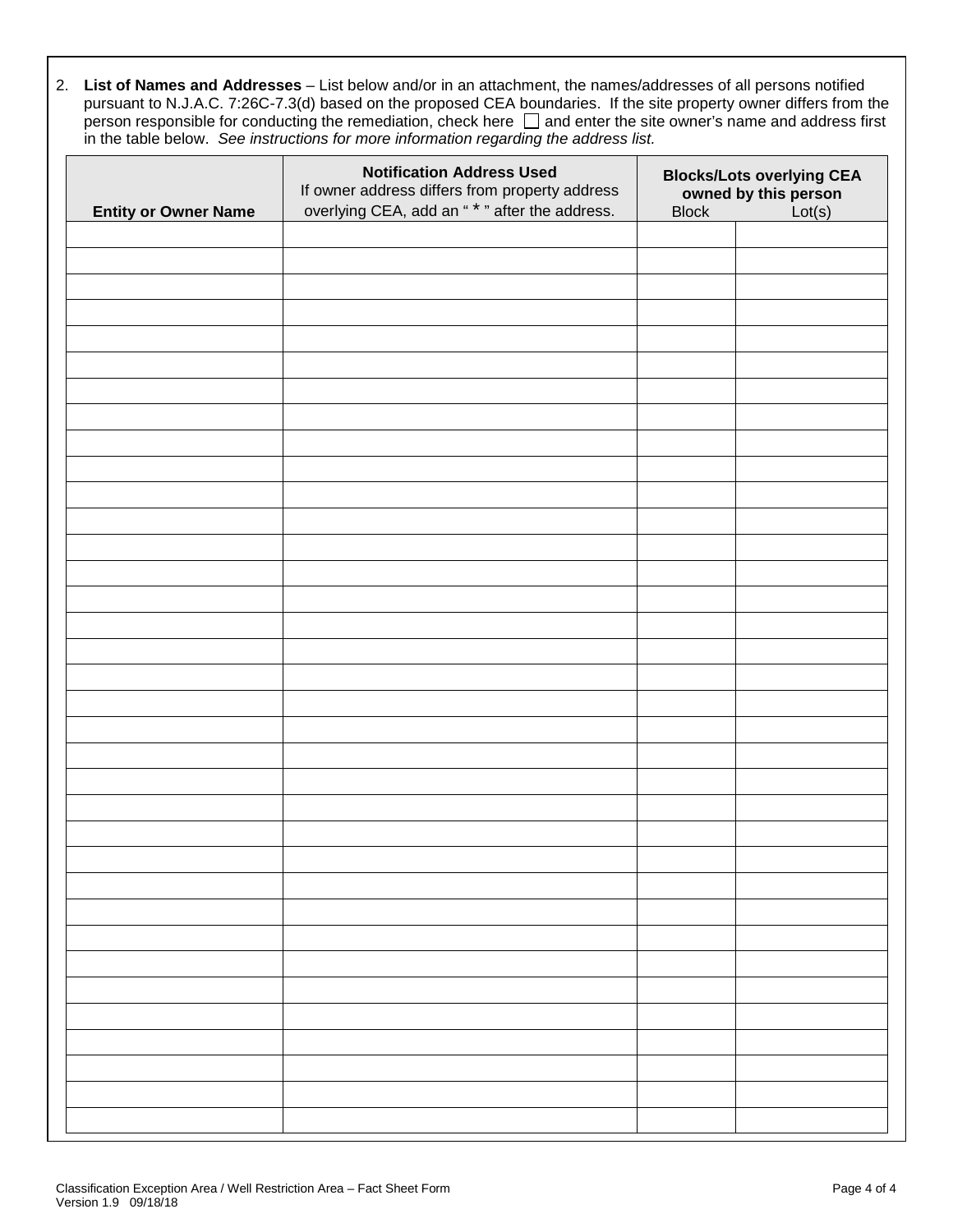2. **List of Names and Addresses** – List below and/or in an attachment, the names/addresses of all persons notified pursuant to N.J.A.C. 7:26C-7.3(d) based on the proposed CEA boundaries. If the site property owner differs from the person responsible for conducting the remediation, check here ☐ and enter the site owner's name and address first in the table below. *See instructions for more information regarding the address list.*

| Entity or Owner Name | Notification Address Used<br>If owner address differs from property address overlying CEA, add an " * " after the address. | Blocks/Lots overlying CEA owned by this person<br>Block | Lot(s) |
|---|---|---|---|
| | | | |
| | | | |
| | | | |
| | | | |
| | | | |
| | | | |
| | | | |
| | | | |
| | | | |
| | | | |
| | | | |
| | | | |
| | | | |
| | | | |
| | | | |
| | | | |
| | | | |
| | | | |
| | | | |
| | | | |
| | | | |
| | | | |
| | | | |
| | | | |
| | | | |
| | | | |
| | | | |
| | | | |
| | | | |
| | | | |
| | | | |
| | | | |
| | | | |
| | | | |
| | | | |

Classification Exception Area / Well Restriction Area – Fact Sheet Form
Version 1.9 09/18/18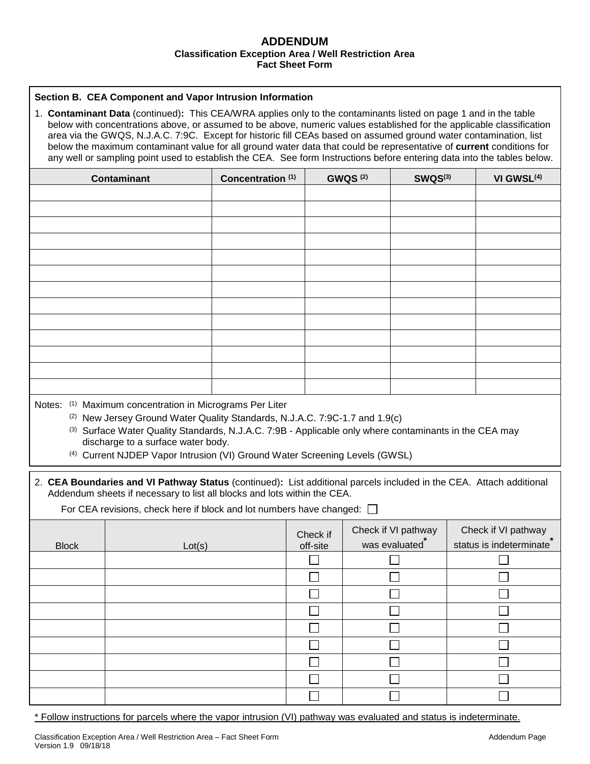# ADDENDUM

**Classification Exception Area / Well Restriction Area**
**Fact Sheet Form**

## Section B. CEA Component and Vapor Intrusion Information

1. **Contaminant Data** (continued)**:** This CEA/WRA applies only to the contaminants listed on page 1 and in the table below with concentrations above, or assumed to be above, numeric values established for the applicable classification area via the GWQS, N.J.A.C. 7:9C. Except for historic fill CEAs based on assumed ground water contamination, list below the maximum contaminant value for all ground water data that could be representative of **current** conditions for any well or sampling point used to establish the CEA. See form Instructions before entering data into the tables below.

| Contaminant | Concentration (1) | GWQS (2) | SWQS(3) | VI GWSL(4) |
|---|---|---|---|---|
| | | | | |
| | | | | |
| | | | | |
| | | | | |
| | | | | |
| | | | | |
| | | | | |
| | | | | |
| | | | | |
| | | | | |
| | | | | |
| | | | | |
| | | | | |

Notes:
- (1) Maximum concentration in Micrograms Per Liter
- (2) New Jersey Ground Water Quality Standards, N.J.A.C. 7:9C-1.7 and 1.9(c)
- (3) Surface Water Quality Standards, N.J.A.C. 7:9B - Applicable only where contaminants in the CEA may discharge to a surface water body.
- (4) Current NJDEP Vapor Intrusion (VI) Ground Water Screening Levels (GWSL)

2. **CEA Boundaries and VI Pathway Status** (continued)**:** List additional parcels included in the CEA. Attach additional Addendum sheets if necessary to list all blocks and lots within the CEA.

For CEA revisions, check here if block and lot numbers have changed: ☐

| Block | Lot(s) | Check if off-site | Check if VI pathway was evaluated* | Check if VI pathway status is indeterminate* |
|---|---|---|---|---|
| | | ☐ | ☐ | ☐ |
| | | ☐ | ☐ | ☐ |
| | | ☐ | ☐ | ☐ |
| | | ☐ | ☐ | ☐ |
| | | ☐ | ☐ | ☐ |
| | | ☐ | ☐ | ☐ |
| | | ☐ | ☐ | ☐ |
| | | ☐ | ☐ | ☐ |
| | | ☐ | ☐ | ☐ |

* Follow instructions for parcels where the vapor intrusion (VI) pathway was evaluated and status is indeterminate.